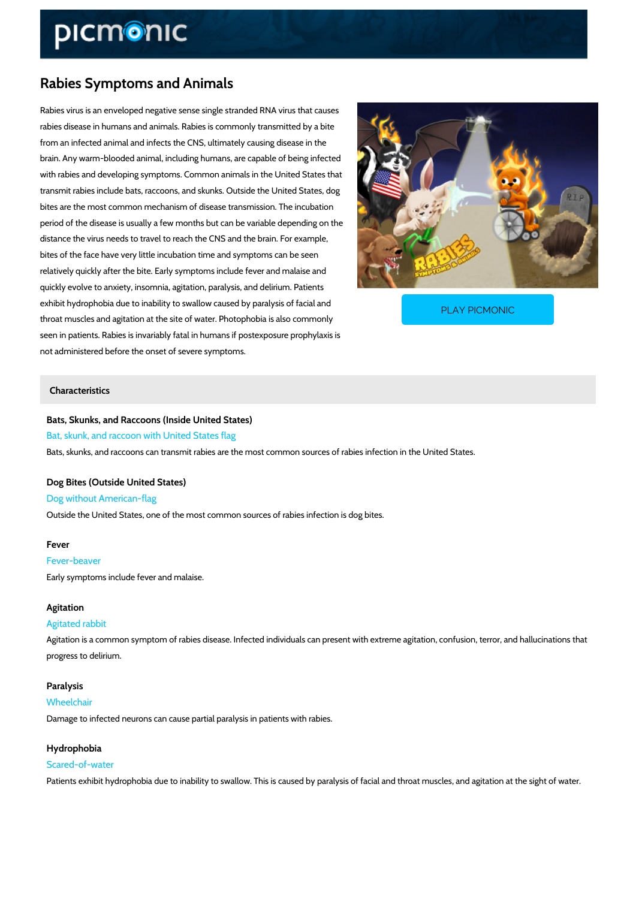# Rabies Symptoms and Animals

Rabies virus is an enveloped negative sense single stranded RNA virus that causes rabies disease in humans and animals. Rabies is commonly transmitted by a bite from an infected animal and infects the CNS, ultimately causing disease in the brain. Any warm-blooded animal, including humans, are capable of being infected with rabies and developing symptoms. Common animals in the United States that transmit rabies include bats, raccoons, and skunks. Outside the United States, dog bites are the most common mechanism of disease transmission. The incubation period of the disease is usually a few months but can be variable depending on the distance the virus needs to travel to reach the CNS and the brain. For example, bites of the face have very little incubation time and symptoms can be seen relatively quickly after the bite. Early symptoms include fever and malaise and quickly evolve to anxiety, insomnia, agitation, paralysis, and delirium. Patients exhibit hydrophobia due to inability to swallow caused by paralysis of facial and throat muscles and agitation at the site of water. Photophobia is also commonly seen in patients. Rabies is invariably fatal in humans if postexposure prophylaxis is not administered before the onset of severe symptoms.

PLAY PICMONIC

## Characteristics

### Bats, Skunks, and Raccoons (Inside United States)

Bat, skunk, and raccoon with United States flag

Bats, skunks, and raccoons can transmit rabies are the most common sources of rabies infection in the United States.

### Dog Bites (Outside United States)

Dog without American-flag

Outside the United States, one of the most common sources of rabies infection is dog bites.

### Fever

Fever-beaver

Early symptoms include fever and malaise.

### Agitation

Agitated rabbit

Agitation is a common symptom of rabies disease. Infected individuals can present with extreme agitation, confusion, terror, and hallucinations that progress to delirium.

### Paralysis

Wheelchair

Damage to infected neurons can cause partial paralysis in patients with rabies.

### Hydrophobia

Scared-of-water

Patients exhibit hydrophobia due to inability to swallow. This is caused by paralysis of facial and throat muscles, and agitation at the sight of water.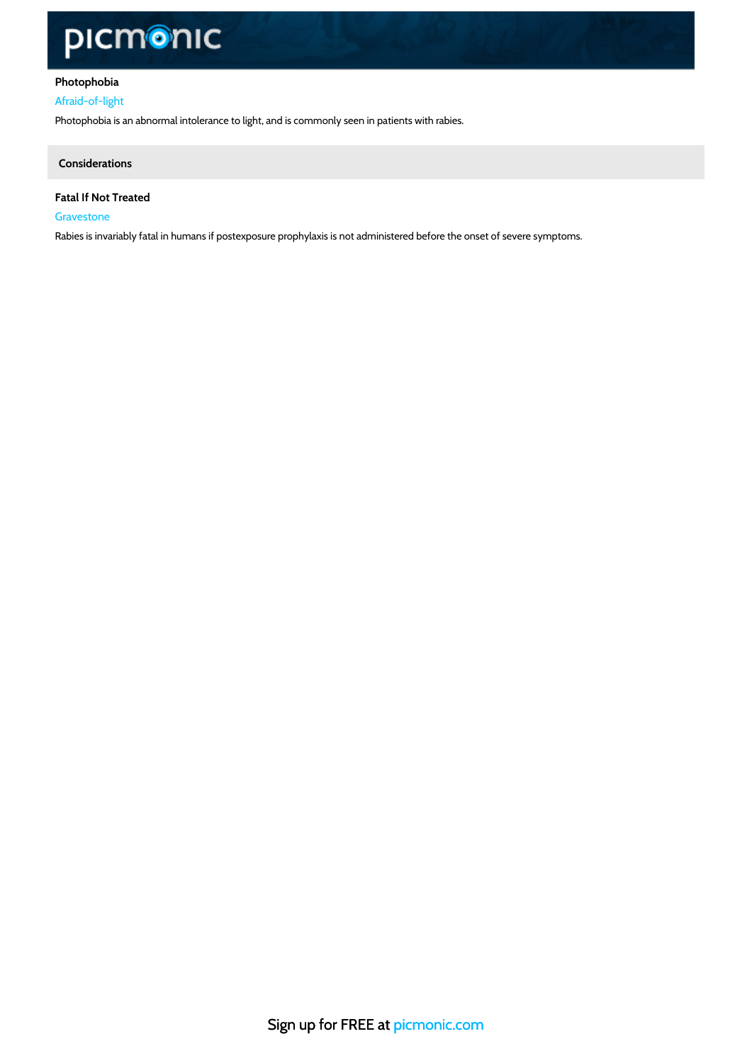**Photophobia**

Afraid-of-light

Photophobia is an abnormal intolerance to light, and is commonly seen in patients with rabies.

## Considerations

**Fatal If Not Treated**

Gravestone

Rabies is invariably fatal in humans if postexposure prophylaxis is not administered before the onset of severe symptoms.